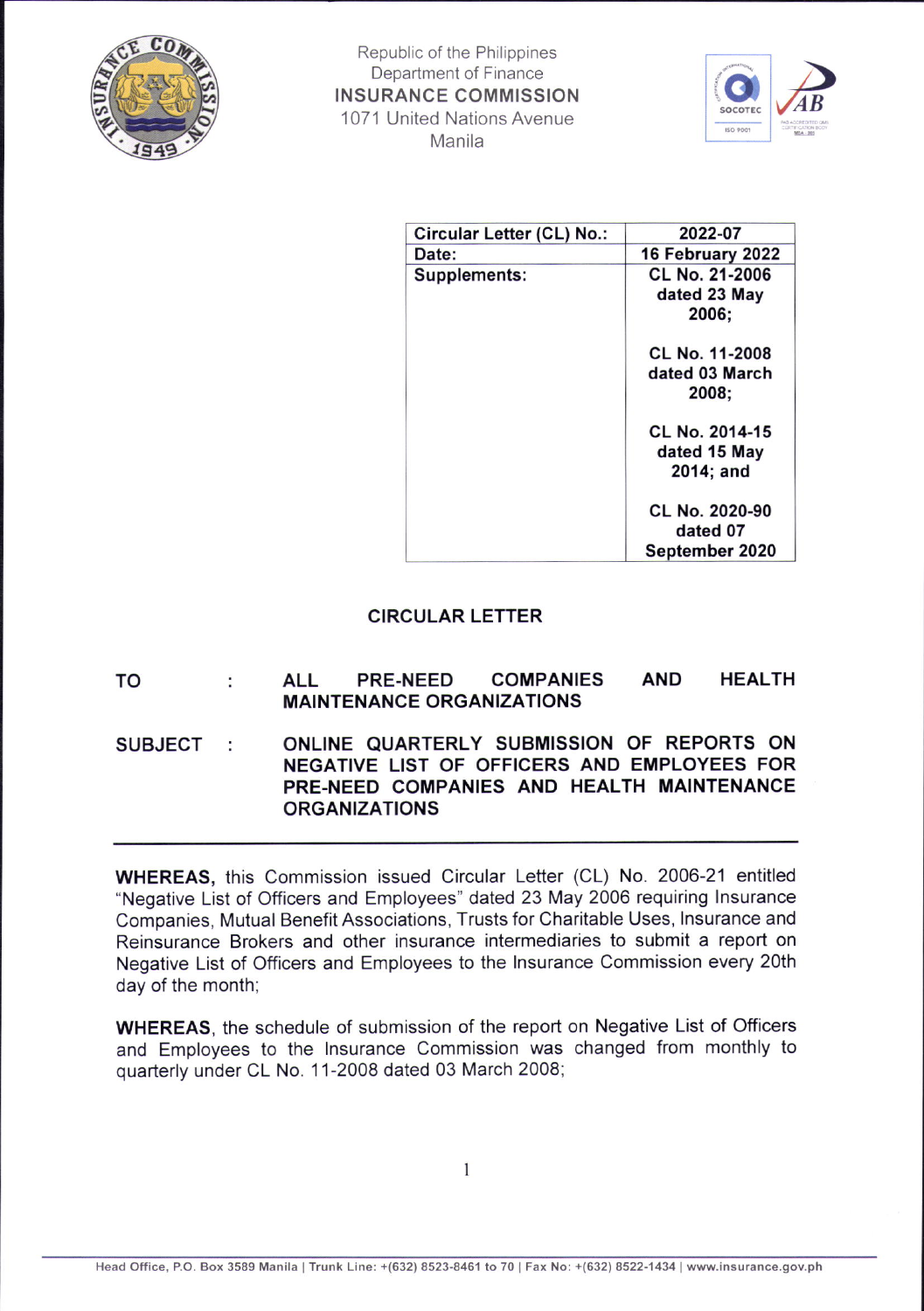Republic of the Philippines
Department of Finance
**INSURANCE COMMISSION**
1071 United Nations Avenue
Manila

| Circular Letter (CL) No.: | 2022-07 |
|---|---|
| Date: | 16 February 2022 |
| Supplements: | CL No. 21-2006 dated 23 May 2006; CL No. 11-2008 dated 03 March 2008; CL No. 2014-15 dated 15 May 2014; and CL No. 2020-90 dated 07 September 2020 |

## CIRCULAR LETTER

**TO : ALL PRE-NEED COMPANIES AND HEALTH MAINTENANCE ORGANIZATIONS**

**SUBJECT : ONLINE QUARTERLY SUBMISSION OF REPORTS ON NEGATIVE LIST OF OFFICERS AND EMPLOYEES FOR PRE-NEED COMPANIES AND HEALTH MAINTENANCE ORGANIZATIONS**

---

**WHEREAS,** this Commission issued Circular Letter (CL) No. 2006-21 entitled "Negative List of Officers and Employees" dated 23 May 2006 requiring Insurance Companies, Mutual Benefit Associations, Trusts for Charitable Uses, Insurance and Reinsurance Brokers and other insurance intermediaries to submit a report on Negative List of Officers and Employees to the Insurance Commission every 20th day of the month;

**WHEREAS**, the schedule of submission of the report on Negative List of Officers and Employees to the Insurance Commission was changed from monthly to quarterly under CL No. 11-2008 dated 03 March 2008;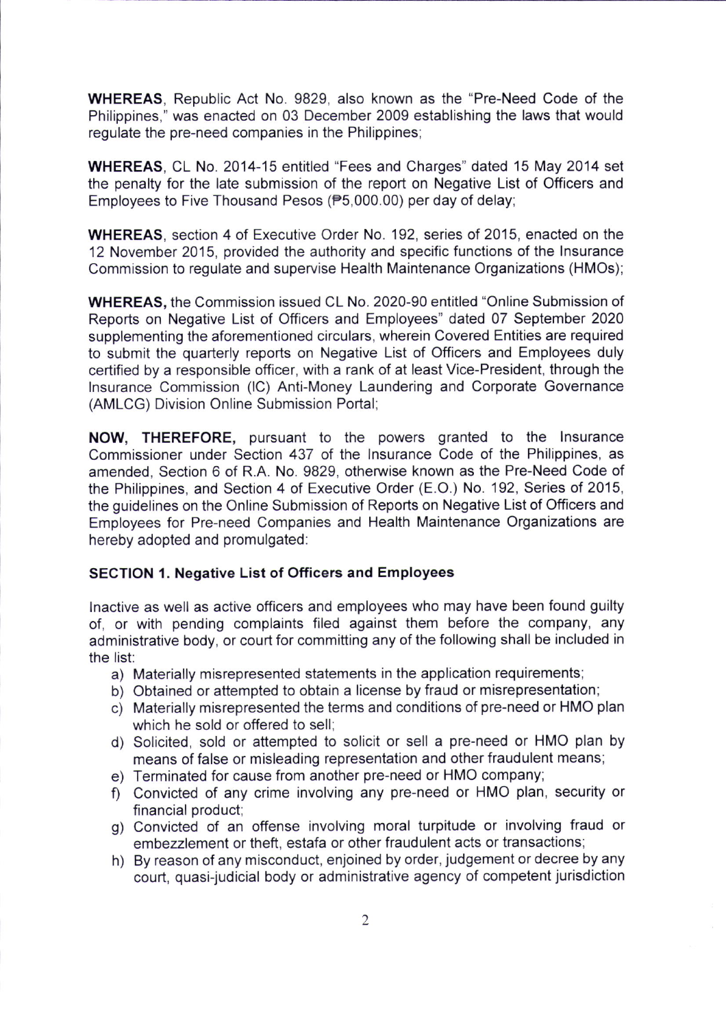**WHEREAS**, Republic Act No. 9829, also known as the "Pre-Need Code of the Philippines," was enacted on 03 December 2009 establishing the laws that would regulate the pre-need companies in the Philippines;

**WHEREAS**, CL No. 2014-15 entitled "Fees and Charges" dated 15 May 2014 set the penalty for the late submission of the report on Negative List of Officers and Employees to Five Thousand Pesos (₱5,000.00) per day of delay;

**WHEREAS**, section 4 of Executive Order No. 192, series of 2015, enacted on the 12 November 2015, provided the authority and specific functions of the Insurance Commission to regulate and supervise Health Maintenance Organizations (HMOs);

**WHEREAS,** the Commission issued CL No. 2020-90 entitled "Online Submission of Reports on Negative List of Officers and Employees" dated 07 September 2020 supplementing the aforementioned circulars, wherein Covered Entities are required to submit the quarterly reports on Negative List of Officers and Employees duly certified by a responsible officer, with a rank of at least Vice-President, through the Insurance Commission (IC) Anti-Money Laundering and Corporate Governance (AMLCG) Division Online Submission Portal;

**NOW, THEREFORE,** pursuant to the powers granted to the Insurance Commissioner under Section 437 of the Insurance Code of the Philippines, as amended, Section 6 of R.A. No. 9829, otherwise known as the Pre-Need Code of the Philippines, and Section 4 of Executive Order (E.O.) No. 192, Series of 2015, the guidelines on the Online Submission of Reports on Negative List of Officers and Employees for Pre-need Companies and Health Maintenance Organizations are hereby adopted and promulgated:

**SECTION 1. Negative List of Officers and Employees**

Inactive as well as active officers and employees who may have been found guilty of, or with pending complaints filed against them before the company, any administrative body, or court for committing any of the following shall be included in the list:

a) Materially misrepresented statements in the application requirements;
b) Obtained or attempted to obtain a license by fraud or misrepresentation;
c) Materially misrepresented the terms and conditions of pre-need or HMO plan which he sold or offered to sell;
d) Solicited, sold or attempted to solicit or sell a pre-need or HMO plan by means of false or misleading representation and other fraudulent means;
e) Terminated for cause from another pre-need or HMO company;
f) Convicted of any crime involving any pre-need or HMO plan, security or financial product;
g) Convicted of an offense involving moral turpitude or involving fraud or embezzlement or theft, estafa or other fraudulent acts or transactions;
h) By reason of any misconduct, enjoined by order, judgement or decree by any court, quasi-judicial body or administrative agency of competent jurisdiction